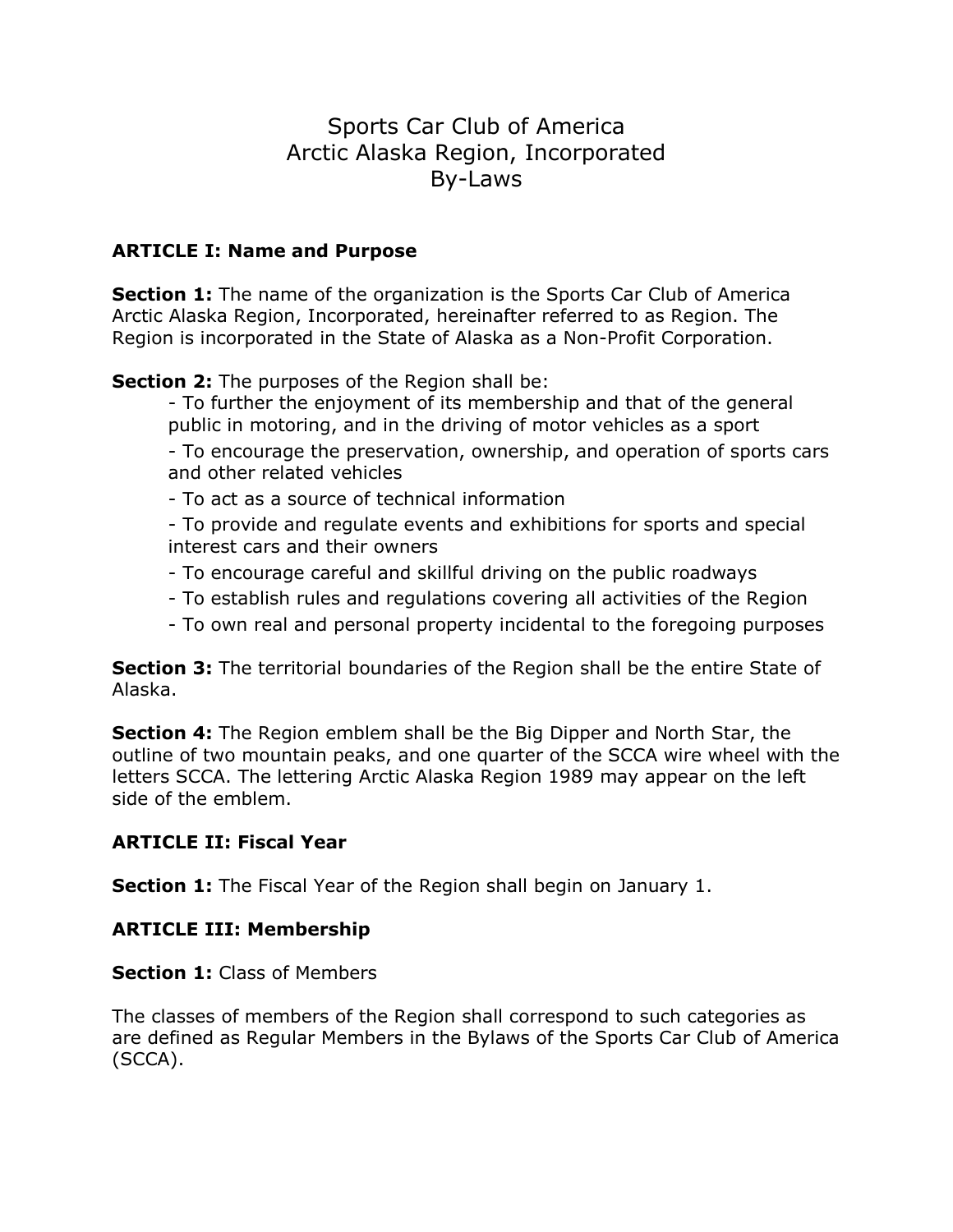# Sports Car Club of America
# Arctic Alaska Region, Incorporated
# By-Laws

## ARTICLE I: Name and Purpose

**Section 1:** The name of the organization is the Sports Car Club of America Arctic Alaska Region, Incorporated, hereinafter referred to as Region. The Region is incorporated in the State of Alaska as a Non-Profit Corporation.

**Section 2:** The purposes of the Region shall be:

- To further the enjoyment of its membership and that of the general public in motoring, and in the driving of motor vehicles as a sport
- To encourage the preservation, ownership, and operation of sports cars and other related vehicles
- To act as a source of technical information
- To provide and regulate events and exhibitions for sports and special interest cars and their owners
- To encourage careful and skillful driving on the public roadways
- To establish rules and regulations covering all activities of the Region
- To own real and personal property incidental to the foregoing purposes

**Section 3:** The territorial boundaries of the Region shall be the entire State of Alaska.

**Section 4:** The Region emblem shall be the Big Dipper and North Star, the outline of two mountain peaks, and one quarter of the SCCA wire wheel with the letters SCCA. The lettering Arctic Alaska Region 1989 may appear on the left side of the emblem.

## ARTICLE II: Fiscal Year

**Section 1:** The Fiscal Year of the Region shall begin on January 1.

## ARTICLE III: Membership

**Section 1:** Class of Members

The classes of members of the Region shall correspond to such categories as are defined as Regular Members in the Bylaws of the Sports Car Club of America (SCCA).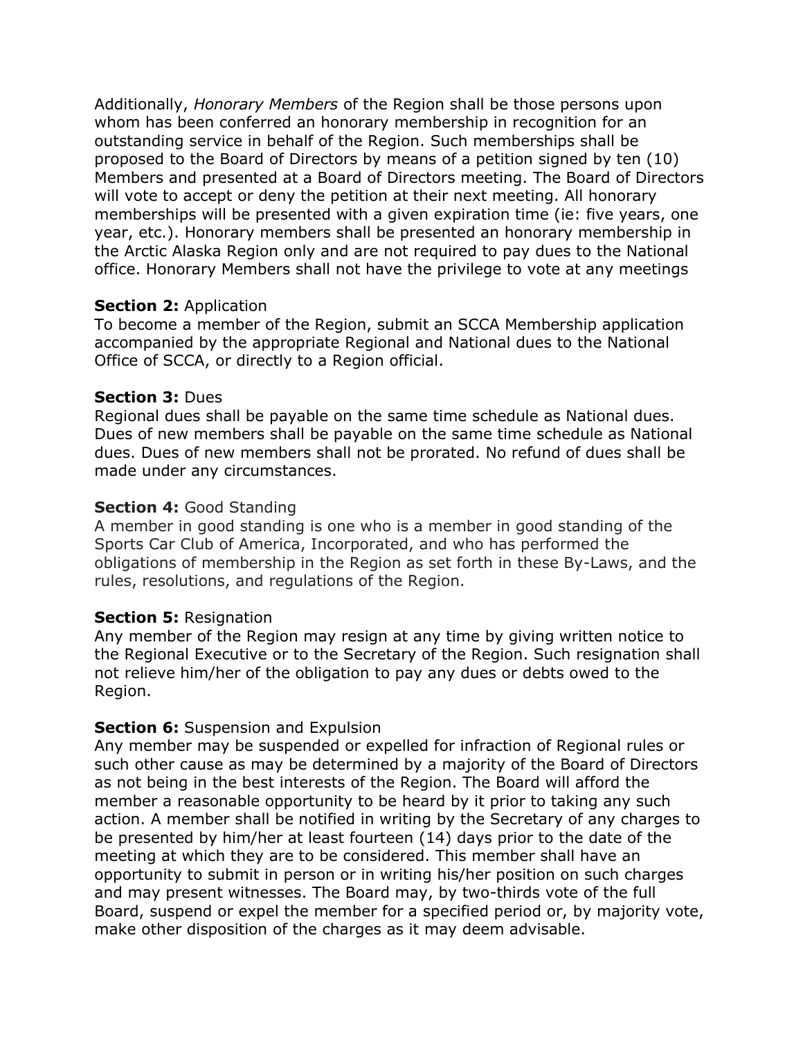Additionally, *Honorary Members* of the Region shall be those persons upon whom has been conferred an honorary membership in recognition for an outstanding service in behalf of the Region. Such memberships shall be proposed to the Board of Directors by means of a petition signed by ten (10) Members and presented at a Board of Directors meeting. The Board of Directors will vote to accept or deny the petition at their next meeting. All honorary memberships will be presented with a given expiration time (ie: five years, one year, etc.). Honorary members shall be presented an honorary membership in the Arctic Alaska Region only and are not required to pay dues to the National office. Honorary Members shall not have the privilege to vote at any meetings

**Section 2:** Application
To become a member of the Region, submit an SCCA Membership application accompanied by the appropriate Regional and National dues to the National Office of SCCA, or directly to a Region official.

**Section 3:** Dues
Regional dues shall be payable on the same time schedule as National dues. Dues of new members shall be payable on the same time schedule as National dues. Dues of new members shall not be prorated. No refund of dues shall be made under any circumstances.

**Section 4:** Good Standing
A member in good standing is one who is a member in good standing of the Sports Car Club of America, Incorporated, and who has performed the obligations of membership in the Region as set forth in these By-Laws, and the rules, resolutions, and regulations of the Region.

**Section 5:** Resignation
Any member of the Region may resign at any time by giving written notice to the Regional Executive or to the Secretary of the Region. Such resignation shall not relieve him/her of the obligation to pay any dues or debts owed to the Region.

**Section 6:** Suspension and Expulsion
Any member may be suspended or expelled for infraction of Regional rules or such other cause as may be determined by a majority of the Board of Directors as not being in the best interests of the Region. The Board will afford the member a reasonable opportunity to be heard by it prior to taking any such action. A member shall be notified in writing by the Secretary of any charges to be presented by him/her at least fourteen (14) days prior to the date of the meeting at which they are to be considered. This member shall have an opportunity to submit in person or in writing his/her position on such charges and may present witnesses. The Board may, by two-thirds vote of the full Board, suspend or expel the member for a specified period or, by majority vote, make other disposition of the charges as it may deem advisable.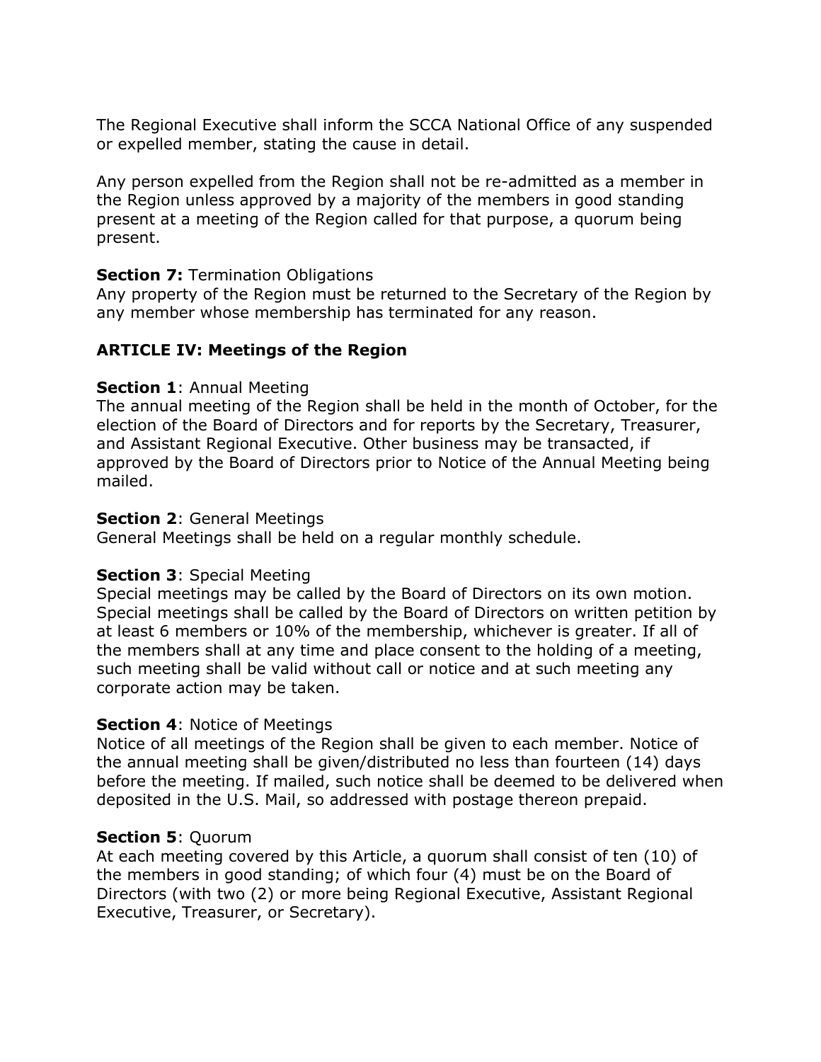The Regional Executive shall inform the SCCA National Office of any suspended or expelled member, stating the cause in detail.

Any person expelled from the Region shall not be re-admitted as a member in the Region unless approved by a majority of the members in good standing present at a meeting of the Region called for that purpose, a quorum being present.

**Section 7:** Termination Obligations
Any property of the Region must be returned to the Secretary of the Region by any member whose membership has terminated for any reason.

## ARTICLE IV: Meetings of the Region

**Section 1**: Annual Meeting
The annual meeting of the Region shall be held in the month of October, for the election of the Board of Directors and for reports by the Secretary, Treasurer, and Assistant Regional Executive. Other business may be transacted, if approved by the Board of Directors prior to Notice of the Annual Meeting being mailed.

**Section 2**: General Meetings
General Meetings shall be held on a regular monthly schedule.

**Section 3**: Special Meeting
Special meetings may be called by the Board of Directors on its own motion. Special meetings shall be called by the Board of Directors on written petition by at least 6 members or 10% of the membership, whichever is greater. If all of the members shall at any time and place consent to the holding of a meeting, such meeting shall be valid without call or notice and at such meeting any corporate action may be taken.

**Section 4**: Notice of Meetings
Notice of all meetings of the Region shall be given to each member. Notice of the annual meeting shall be given/distributed no less than fourteen (14) days before the meeting. If mailed, such notice shall be deemed to be delivered when deposited in the U.S. Mail, so addressed with postage thereon prepaid.

**Section 5**: Quorum
At each meeting covered by this Article, a quorum shall consist of ten (10) of the members in good standing; of which four (4) must be on the Board of Directors (with two (2) or more being Regional Executive, Assistant Regional Executive, Treasurer, or Secretary).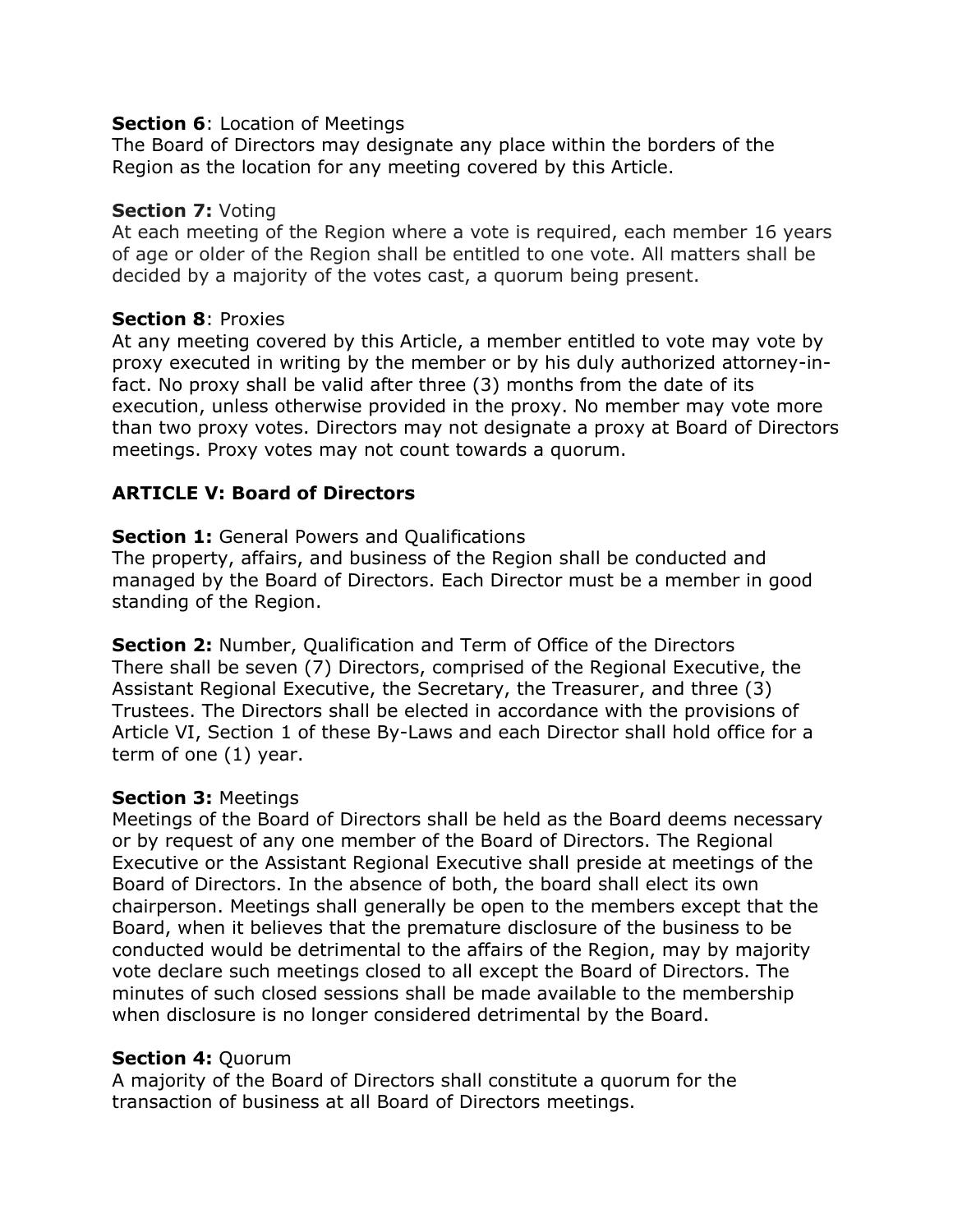**Section 6**: Location of Meetings
The Board of Directors may designate any place within the borders of the Region as the location for any meeting covered by this Article.

**Section 7:** Voting
At each meeting of the Region where a vote is required, each member 16 years of age or older of the Region shall be entitled to one vote. All matters shall be decided by a majority of the votes cast, a quorum being present.

**Section 8**: Proxies
At any meeting covered by this Article, a member entitled to vote may vote by proxy executed in writing by the member or by his duly authorized attorney-in-fact. No proxy shall be valid after three (3) months from the date of its execution, unless otherwise provided in the proxy. No member may vote more than two proxy votes. Directors may not designate a proxy at Board of Directors meetings. Proxy votes may not count towards a quorum.

## ARTICLE V: Board of Directors

**Section 1:** General Powers and Qualifications
The property, affairs, and business of the Region shall be conducted and managed by the Board of Directors. Each Director must be a member in good standing of the Region.

**Section 2:** Number, Qualification and Term of Office of the Directors
There shall be seven (7) Directors, comprised of the Regional Executive, the Assistant Regional Executive, the Secretary, the Treasurer, and three (3) Trustees. The Directors shall be elected in accordance with the provisions of Article VI, Section 1 of these By-Laws and each Director shall hold office for a term of one (1) year.

**Section 3:** Meetings
Meetings of the Board of Directors shall be held as the Board deems necessary or by request of any one member of the Board of Directors. The Regional Executive or the Assistant Regional Executive shall preside at meetings of the Board of Directors. In the absence of both, the board shall elect its own chairperson. Meetings shall generally be open to the members except that the Board, when it believes that the premature disclosure of the business to be conducted would be detrimental to the affairs of the Region, may by majority vote declare such meetings closed to all except the Board of Directors. The minutes of such closed sessions shall be made available to the membership when disclosure is no longer considered detrimental by the Board.

**Section 4:** Quorum
A majority of the Board of Directors shall constitute a quorum for the transaction of business at all Board of Directors meetings.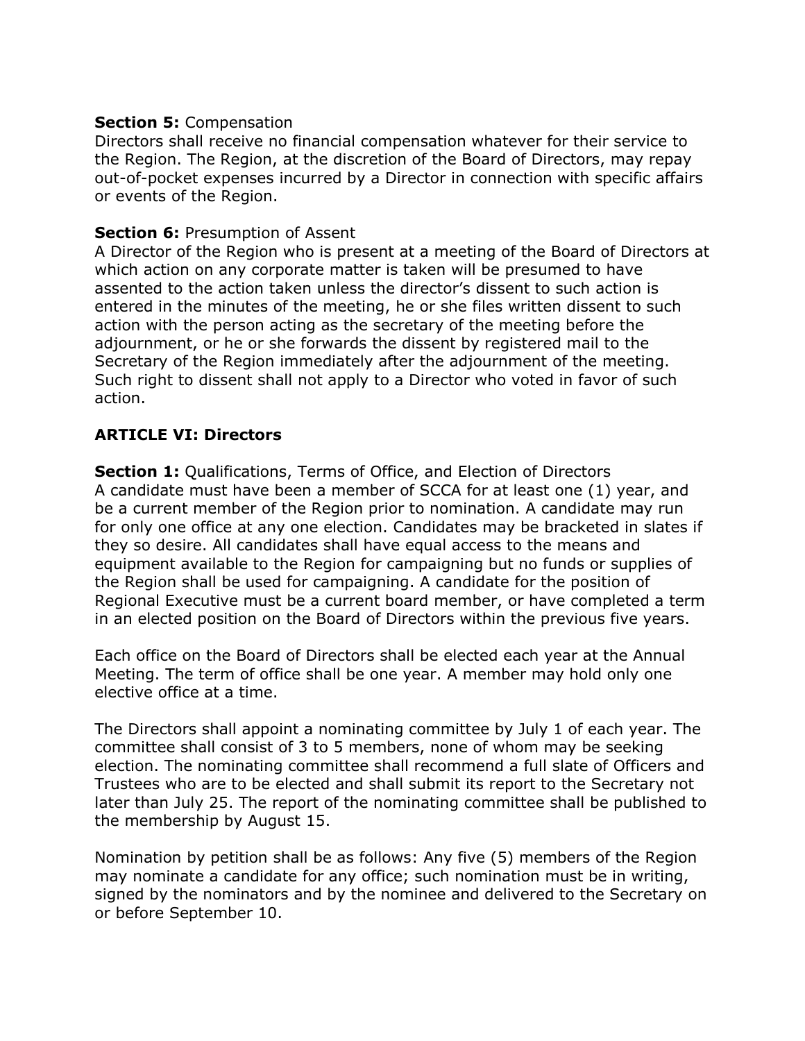**Section 5:** Compensation
Directors shall receive no financial compensation whatever for their service to the Region. The Region, at the discretion of the Board of Directors, may repay out-of-pocket expenses incurred by a Director in connection with specific affairs or events of the Region.

**Section 6:** Presumption of Assent
A Director of the Region who is present at a meeting of the Board of Directors at which action on any corporate matter is taken will be presumed to have assented to the action taken unless the director's dissent to such action is entered in the minutes of the meeting, he or she files written dissent to such action with the person acting as the secretary of the meeting before the adjournment, or he or she forwards the dissent by registered mail to the Secretary of the Region immediately after the adjournment of the meeting. Such right to dissent shall not apply to a Director who voted in favor of such action.

**ARTICLE VI: Directors**

**Section 1:** Qualifications, Terms of Office, and Election of Directors
A candidate must have been a member of SCCA for at least one (1) year, and be a current member of the Region prior to nomination. A candidate may run for only one office at any one election. Candidates may be bracketed in slates if they so desire. All candidates shall have equal access to the means and equipment available to the Region for campaigning but no funds or supplies of the Region shall be used for campaigning. A candidate for the position of Regional Executive must be a current board member, or have completed a term in an elected position on the Board of Directors within the previous five years.

Each office on the Board of Directors shall be elected each year at the Annual Meeting. The term of office shall be one year. A member may hold only one elective office at a time.

The Directors shall appoint a nominating committee by July 1 of each year. The committee shall consist of 3 to 5 members, none of whom may be seeking election. The nominating committee shall recommend a full slate of Officers and Trustees who are to be elected and shall submit its report to the Secretary not later than July 25. The report of the nominating committee shall be published to the membership by August 15.

Nomination by petition shall be as follows: Any five (5) members of the Region may nominate a candidate for any office; such nomination must be in writing, signed by the nominators and by the nominee and delivered to the Secretary on or before September 10.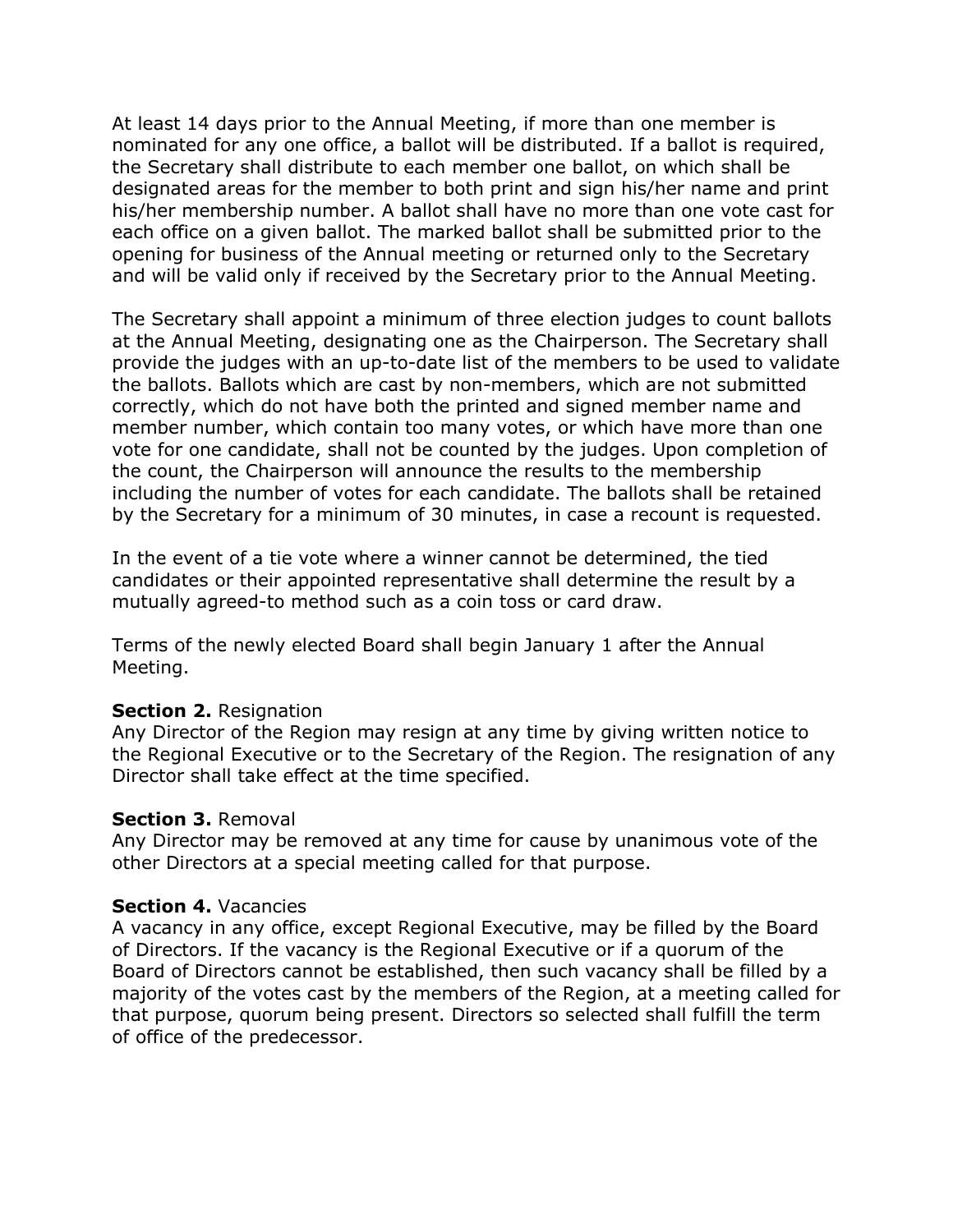At least 14 days prior to the Annual Meeting, if more than one member is nominated for any one office, a ballot will be distributed. If a ballot is required, the Secretary shall distribute to each member one ballot, on which shall be designated areas for the member to both print and sign his/her name and print his/her membership number. A ballot shall have no more than one vote cast for each office on a given ballot. The marked ballot shall be submitted prior to the opening for business of the Annual meeting or returned only to the Secretary and will be valid only if received by the Secretary prior to the Annual Meeting.

The Secretary shall appoint a minimum of three election judges to count ballots at the Annual Meeting, designating one as the Chairperson. The Secretary shall provide the judges with an up-to-date list of the members to be used to validate the ballots. Ballots which are cast by non-members, which are not submitted correctly, which do not have both the printed and signed member name and member number, which contain too many votes, or which have more than one vote for one candidate, shall not be counted by the judges. Upon completion of the count, the Chairperson will announce the results to the membership including the number of votes for each candidate. The ballots shall be retained by the Secretary for a minimum of 30 minutes, in case a recount is requested.

In the event of a tie vote where a winner cannot be determined, the tied candidates or their appointed representative shall determine the result by a mutually agreed-to method such as a coin toss or card draw.

Terms of the newly elected Board shall begin January 1 after the Annual Meeting.

**Section 2.** Resignation
Any Director of the Region may resign at any time by giving written notice to the Regional Executive or to the Secretary of the Region. The resignation of any Director shall take effect at the time specified.

**Section 3.** Removal
Any Director may be removed at any time for cause by unanimous vote of the other Directors at a special meeting called for that purpose.

**Section 4.** Vacancies
A vacancy in any office, except Regional Executive, may be filled by the Board of Directors. If the vacancy is the Regional Executive or if a quorum of the Board of Directors cannot be established, then such vacancy shall be filled by a majority of the votes cast by the members of the Region, at a meeting called for that purpose, quorum being present. Directors so selected shall fulfill the term of office of the predecessor.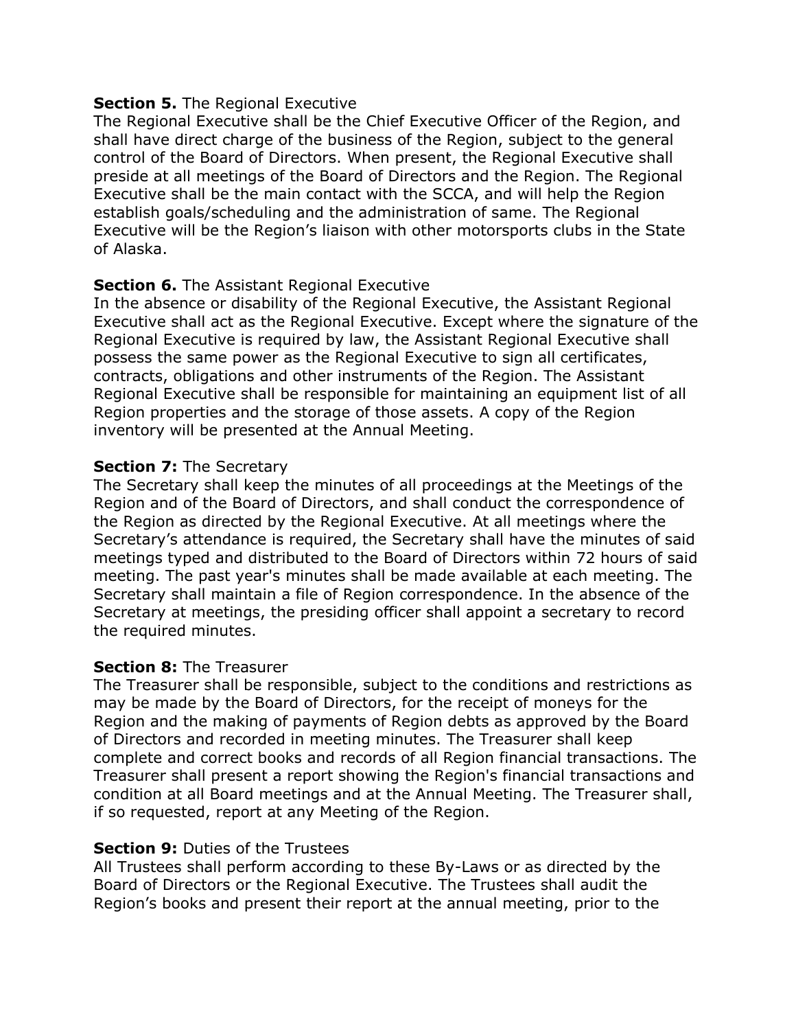**Section 5.** The Regional Executive
The Regional Executive shall be the Chief Executive Officer of the Region, and shall have direct charge of the business of the Region, subject to the general control of the Board of Directors. When present, the Regional Executive shall preside at all meetings of the Board of Directors and the Region. The Regional Executive shall be the main contact with the SCCA, and will help the Region establish goals/scheduling and the administration of same. The Regional Executive will be the Region's liaison with other motorsports clubs in the State of Alaska.

**Section 6.** The Assistant Regional Executive
In the absence or disability of the Regional Executive, the Assistant Regional Executive shall act as the Regional Executive. Except where the signature of the Regional Executive is required by law, the Assistant Regional Executive shall possess the same power as the Regional Executive to sign all certificates, contracts, obligations and other instruments of the Region. The Assistant Regional Executive shall be responsible for maintaining an equipment list of all Region properties and the storage of those assets. A copy of the Region inventory will be presented at the Annual Meeting.

**Section 7:** The Secretary
The Secretary shall keep the minutes of all proceedings at the Meetings of the Region and of the Board of Directors, and shall conduct the correspondence of the Region as directed by the Regional Executive. At all meetings where the Secretary's attendance is required, the Secretary shall have the minutes of said meetings typed and distributed to the Board of Directors within 72 hours of said meeting. The past year's minutes shall be made available at each meeting. The Secretary shall maintain a file of Region correspondence. In the absence of the Secretary at meetings, the presiding officer shall appoint a secretary to record the required minutes.

**Section 8:** The Treasurer
The Treasurer shall be responsible, subject to the conditions and restrictions as may be made by the Board of Directors, for the receipt of moneys for the Region and the making of payments of Region debts as approved by the Board of Directors and recorded in meeting minutes. The Treasurer shall keep complete and correct books and records of all Region financial transactions. The Treasurer shall present a report showing the Region's financial transactions and condition at all Board meetings and at the Annual Meeting. The Treasurer shall, if so requested, report at any Meeting of the Region.

**Section 9:** Duties of the Trustees
All Trustees shall perform according to these By-Laws or as directed by the Board of Directors or the Regional Executive. The Trustees shall audit the Region's books and present their report at the annual meeting, prior to the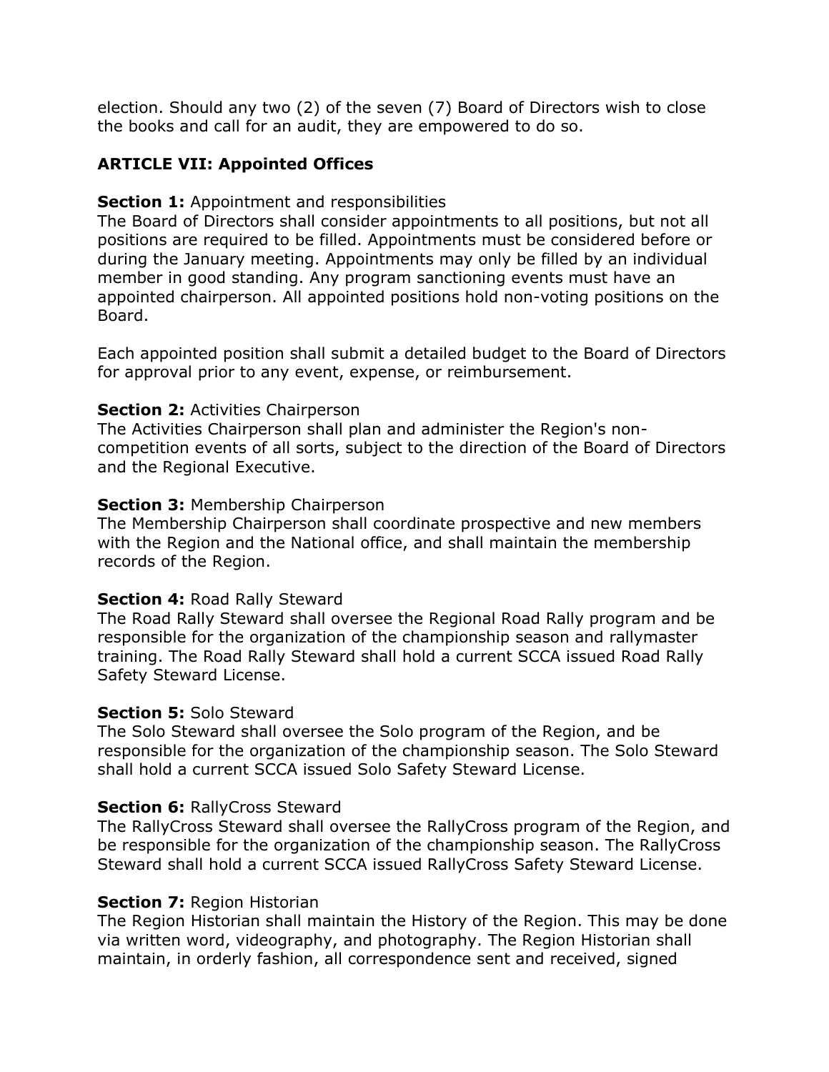election. Should any two (2) of the seven (7) Board of Directors wish to close the books and call for an audit, they are empowered to do so.

## ARTICLE VII: Appointed Offices

**Section 1:** Appointment and responsibilities
The Board of Directors shall consider appointments to all positions, but not all positions are required to be filled. Appointments must be considered before or during the January meeting. Appointments may only be filled by an individual member in good standing. Any program sanctioning events must have an appointed chairperson. All appointed positions hold non-voting positions on the Board.

Each appointed position shall submit a detailed budget to the Board of Directors for approval prior to any event, expense, or reimbursement.

**Section 2:** Activities Chairperson
The Activities Chairperson shall plan and administer the Region's non-competition events of all sorts, subject to the direction of the Board of Directors and the Regional Executive.

**Section 3:** Membership Chairperson
The Membership Chairperson shall coordinate prospective and new members with the Region and the National office, and shall maintain the membership records of the Region.

**Section 4:** Road Rally Steward
The Road Rally Steward shall oversee the Regional Road Rally program and be responsible for the organization of the championship season and rallymaster training. The Road Rally Steward shall hold a current SCCA issued Road Rally Safety Steward License.

**Section 5:** Solo Steward
The Solo Steward shall oversee the Solo program of the Region, and be responsible for the organization of the championship season. The Solo Steward shall hold a current SCCA issued Solo Safety Steward License.

**Section 6:** RallyCross Steward
The RallyCross Steward shall oversee the RallyCross program of the Region, and be responsible for the organization of the championship season. The RallyCross Steward shall hold a current SCCA issued RallyCross Safety Steward License.

**Section 7:** Region Historian
The Region Historian shall maintain the History of the Region. This may be done via written word, videography, and photography. The Region Historian shall maintain, in orderly fashion, all correspondence sent and received, signed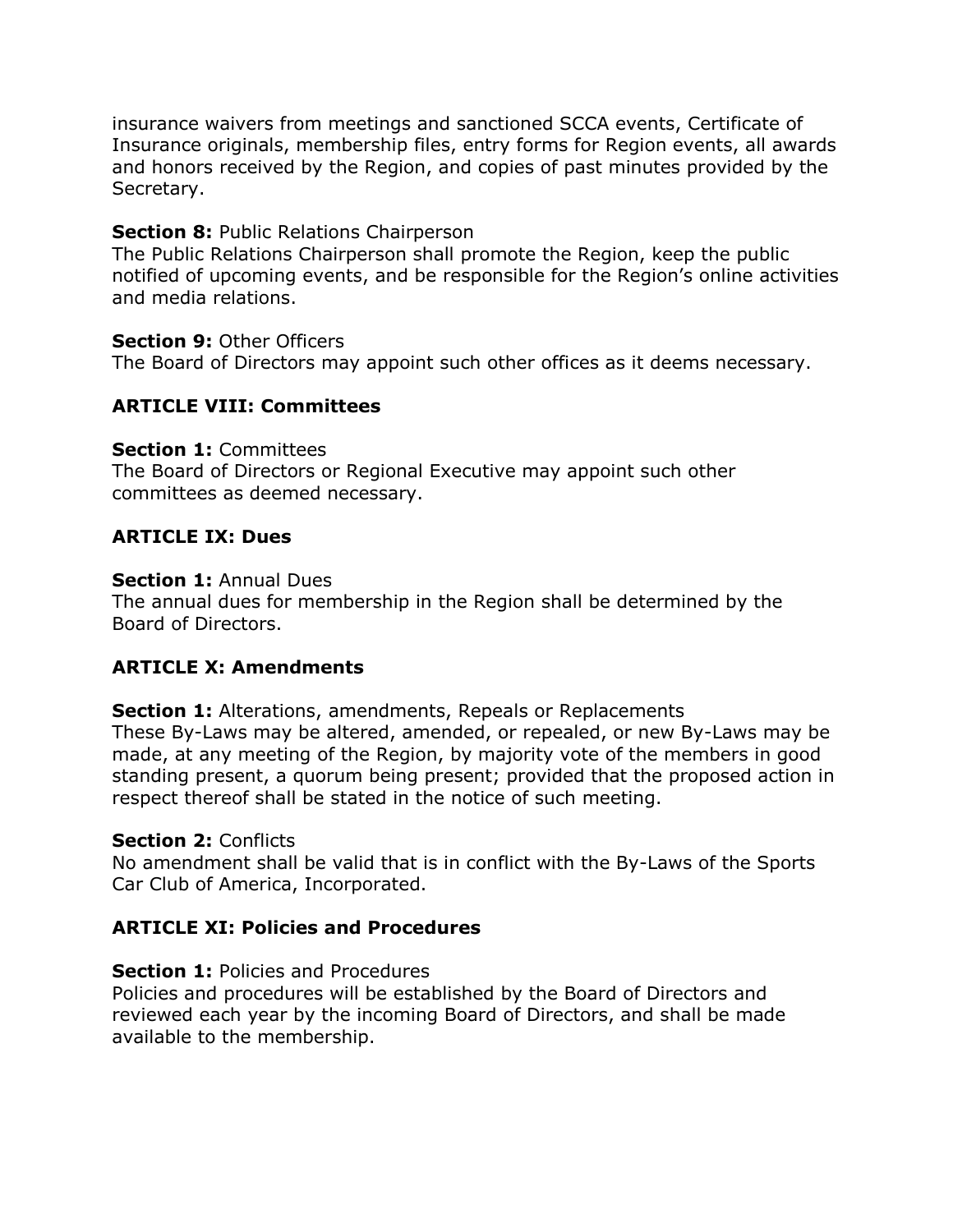insurance waivers from meetings and sanctioned SCCA events, Certificate of Insurance originals, membership files, entry forms for Region events, all awards and honors received by the Region, and copies of past minutes provided by the Secretary.

**Section 8:** Public Relations Chairperson
The Public Relations Chairperson shall promote the Region, keep the public notified of upcoming events, and be responsible for the Region's online activities and media relations.

**Section 9:** Other Officers
The Board of Directors may appoint such other offices as it deems necessary.

## ARTICLE VIII: Committees

**Section 1:** Committees
The Board of Directors or Regional Executive may appoint such other committees as deemed necessary.

## ARTICLE IX: Dues

**Section 1:** Annual Dues
The annual dues for membership in the Region shall be determined by the Board of Directors.

## ARTICLE X: Amendments

**Section 1:** Alterations, amendments, Repeals or Replacements
These By-Laws may be altered, amended, or repealed, or new By-Laws may be made, at any meeting of the Region, by majority vote of the members in good standing present, a quorum being present; provided that the proposed action in respect thereof shall be stated in the notice of such meeting.

**Section 2:** Conflicts
No amendment shall be valid that is in conflict with the By-Laws of the Sports Car Club of America, Incorporated.

## ARTICLE XI: Policies and Procedures

**Section 1:** Policies and Procedures
Policies and procedures will be established by the Board of Directors and reviewed each year by the incoming Board of Directors, and shall be made available to the membership.